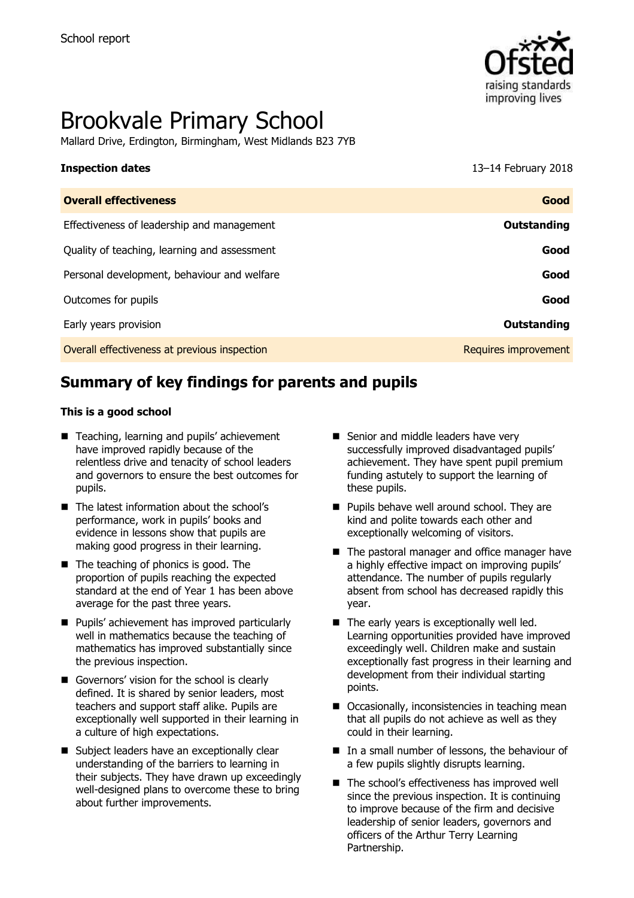School report

# Brookvale Primary School

Mallard Drive, Erdington, Birmingham, West Midlands B23 7YB

| **Inspection dates** | 13–14 February 2018 |
| --- | --- |
| **Overall effectiveness** | **Good** |
| Effectiveness of leadership and management | **Outstanding** |
| Quality of teaching, learning and assessment | **Good** |
| Personal development, behaviour and welfare | **Good** |
| Outcomes for pupils | **Good** |
| Early years provision | **Outstanding** |
| Overall effectiveness at previous inspection | Requires improvement |

## Summary of key findings for parents and pupils

**This is a good school**

- Teaching, learning and pupils' achievement have improved rapidly because of the relentless drive and tenacity of school leaders and governors to ensure the best outcomes for pupils.
- The latest information about the school's performance, work in pupils' books and evidence in lessons show that pupils are making good progress in their learning.
- The teaching of phonics is good. The proportion of pupils reaching the expected standard at the end of Year 1 has been above average for the past three years.
- Pupils' achievement has improved particularly well in mathematics because the teaching of mathematics has improved substantially since the previous inspection.
- Governors' vision for the school is clearly defined. It is shared by senior leaders, most teachers and support staff alike. Pupils are exceptionally well supported in their learning in a culture of high expectations.
- Subject leaders have an exceptionally clear understanding of the barriers to learning in their subjects. They have drawn up exceedingly well-designed plans to overcome these to bring about further improvements.
- Senior and middle leaders have very successfully improved disadvantaged pupils' achievement. They have spent pupil premium funding astutely to support the learning of these pupils.
- Pupils behave well around school. They are kind and polite towards each other and exceptionally welcoming of visitors.
- The pastoral manager and office manager have a highly effective impact on improving pupils' attendance. The number of pupils regularly absent from school has decreased rapidly this year.
- The early years is exceptionally well led. Learning opportunities provided have improved exceedingly well. Children make and sustain exceptionally fast progress in their learning and development from their individual starting points.
- Occasionally, inconsistencies in teaching mean that all pupils do not achieve as well as they could in their learning.
- In a small number of lessons, the behaviour of a few pupils slightly disrupts learning.
- The school's effectiveness has improved well since the previous inspection. It is continuing to improve because of the firm and decisive leadership of senior leaders, governors and officers of the Arthur Terry Learning Partnership.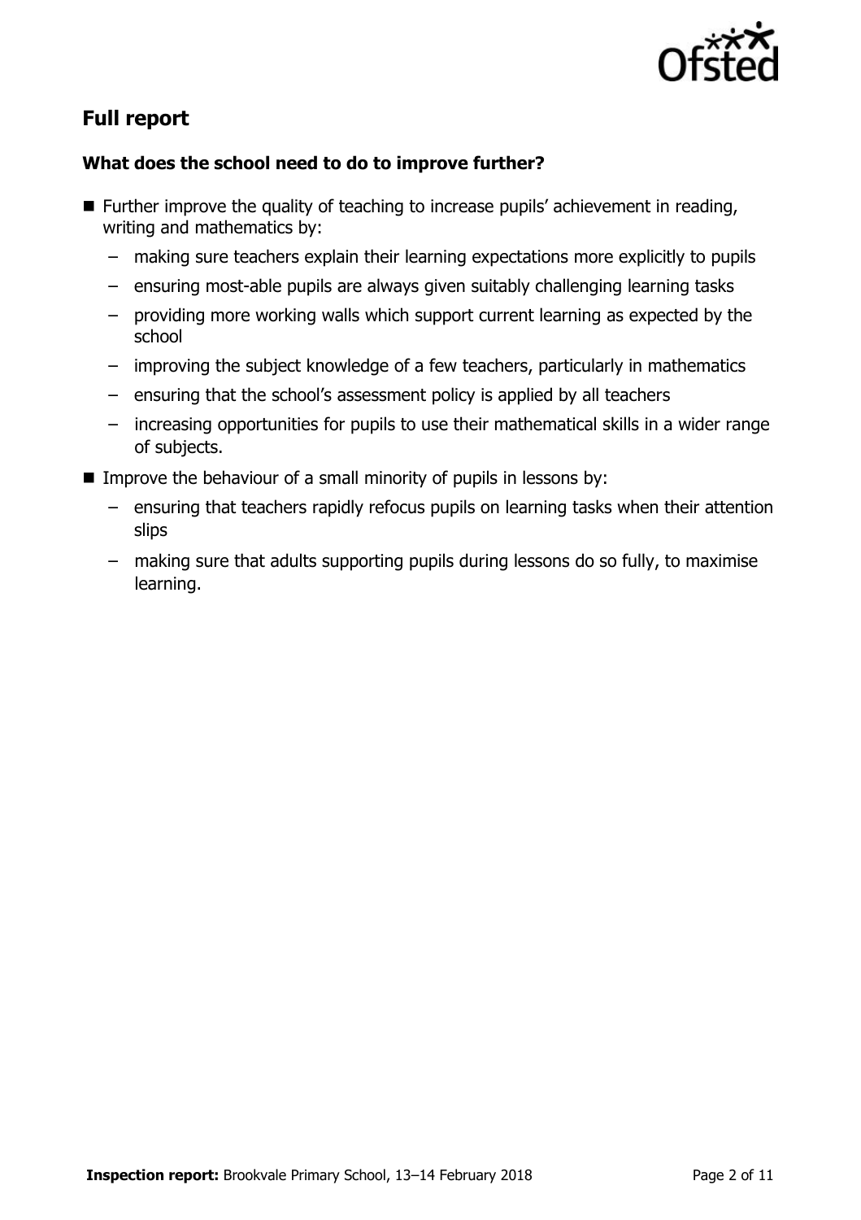## Full report

### What does the school need to do to improve further?

- Further improve the quality of teaching to increase pupils' achievement in reading, writing and mathematics by:
  - making sure teachers explain their learning expectations more explicitly to pupils
  - ensuring most-able pupils are always given suitably challenging learning tasks
  - providing more working walls which support current learning as expected by the school
  - improving the subject knowledge of a few teachers, particularly in mathematics
  - ensuring that the school's assessment policy is applied by all teachers
  - increasing opportunities for pupils to use their mathematical skills in a wider range of subjects.
- Improve the behaviour of a small minority of pupils in lessons by:
  - ensuring that teachers rapidly refocus pupils on learning tasks when their attention slips
  - making sure that adults supporting pupils during lessons do so fully, to maximise learning.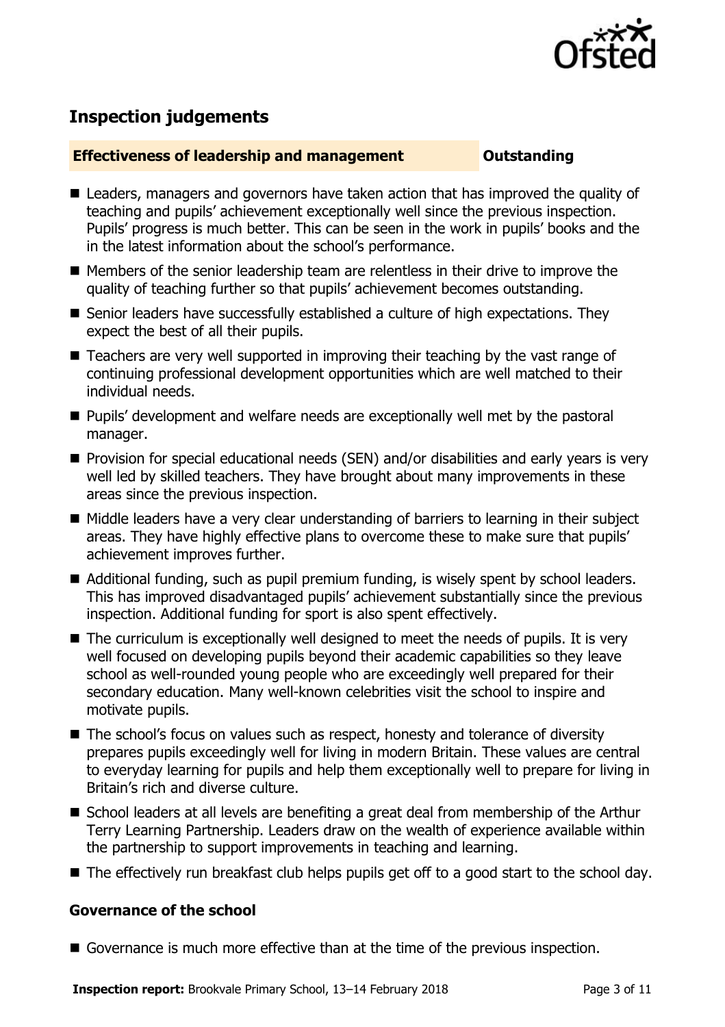## Inspection judgements

**Effectiveness of leadership and management** **Outstanding**

- Leaders, managers and governors have taken action that has improved the quality of teaching and pupils' achievement exceptionally well since the previous inspection. Pupils' progress is much better. This can be seen in the work in pupils' books and the in the latest information about the school's performance.
- Members of the senior leadership team are relentless in their drive to improve the quality of teaching further so that pupils' achievement becomes outstanding.
- Senior leaders have successfully established a culture of high expectations. They expect the best of all their pupils.
- Teachers are very well supported in improving their teaching by the vast range of continuing professional development opportunities which are well matched to their individual needs.
- Pupils' development and welfare needs are exceptionally well met by the pastoral manager.
- Provision for special educational needs (SEN) and/or disabilities and early years is very well led by skilled teachers. They have brought about many improvements in these areas since the previous inspection.
- Middle leaders have a very clear understanding of barriers to learning in their subject areas. They have highly effective plans to overcome these to make sure that pupils' achievement improves further.
- Additional funding, such as pupil premium funding, is wisely spent by school leaders. This has improved disadvantaged pupils' achievement substantially since the previous inspection. Additional funding for sport is also spent effectively.
- The curriculum is exceptionally well designed to meet the needs of pupils. It is very well focused on developing pupils beyond their academic capabilities so they leave school as well-rounded young people who are exceedingly well prepared for their secondary education. Many well-known celebrities visit the school to inspire and motivate pupils.
- The school's focus on values such as respect, honesty and tolerance of diversity prepares pupils exceedingly well for living in modern Britain. These values are central to everyday learning for pupils and help them exceptionally well to prepare for living in Britain's rich and diverse culture.
- School leaders at all levels are benefiting a great deal from membership of the Arthur Terry Learning Partnership. Leaders draw on the wealth of experience available within the partnership to support improvements in teaching and learning.
- The effectively run breakfast club helps pupils get off to a good start to the school day.

### Governance of the school

- Governance is much more effective than at the time of the previous inspection.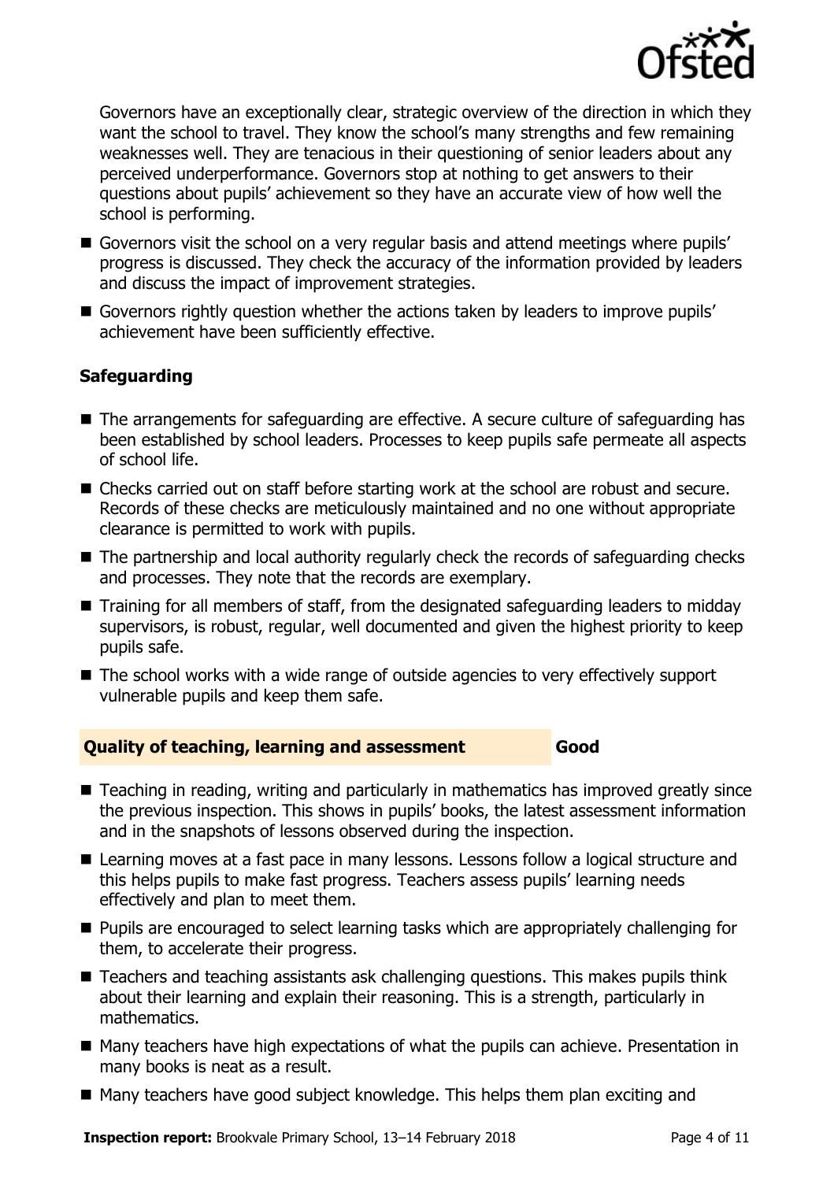Governors have an exceptionally clear, strategic overview of the direction in which they want the school to travel. They know the school's many strengths and few remaining weaknesses well. They are tenacious in their questioning of senior leaders about any perceived underperformance. Governors stop at nothing to get answers to their questions about pupils' achievement so they have an accurate view of how well the school is performing.

- Governors visit the school on a very regular basis and attend meetings where pupils' progress is discussed. They check the accuracy of the information provided by leaders and discuss the impact of improvement strategies.
- Governors rightly question whether the actions taken by leaders to improve pupils' achievement have been sufficiently effective.

### Safeguarding

- The arrangements for safeguarding are effective. A secure culture of safeguarding has been established by school leaders. Processes to keep pupils safe permeate all aspects of school life.
- Checks carried out on staff before starting work at the school are robust and secure. Records of these checks are meticulously maintained and no one without appropriate clearance is permitted to work with pupils.
- The partnership and local authority regularly check the records of safeguarding checks and processes. They note that the records are exemplary.
- Training for all members of staff, from the designated safeguarding leaders to midday supervisors, is robust, regular, well documented and given the highest priority to keep pupils safe.
- The school works with a wide range of outside agencies to very effectively support vulnerable pupils and keep them safe.

## Quality of teaching, learning and assessment — Good

- Teaching in reading, writing and particularly in mathematics has improved greatly since the previous inspection. This shows in pupils' books, the latest assessment information and in the snapshots of lessons observed during the inspection.
- Learning moves at a fast pace in many lessons. Lessons follow a logical structure and this helps pupils to make fast progress. Teachers assess pupils' learning needs effectively and plan to meet them.
- Pupils are encouraged to select learning tasks which are appropriately challenging for them, to accelerate their progress.
- Teachers and teaching assistants ask challenging questions. This makes pupils think about their learning and explain their reasoning. This is a strength, particularly in mathematics.
- Many teachers have high expectations of what the pupils can achieve. Presentation in many books is neat as a result.
- Many teachers have good subject knowledge. This helps them plan exciting and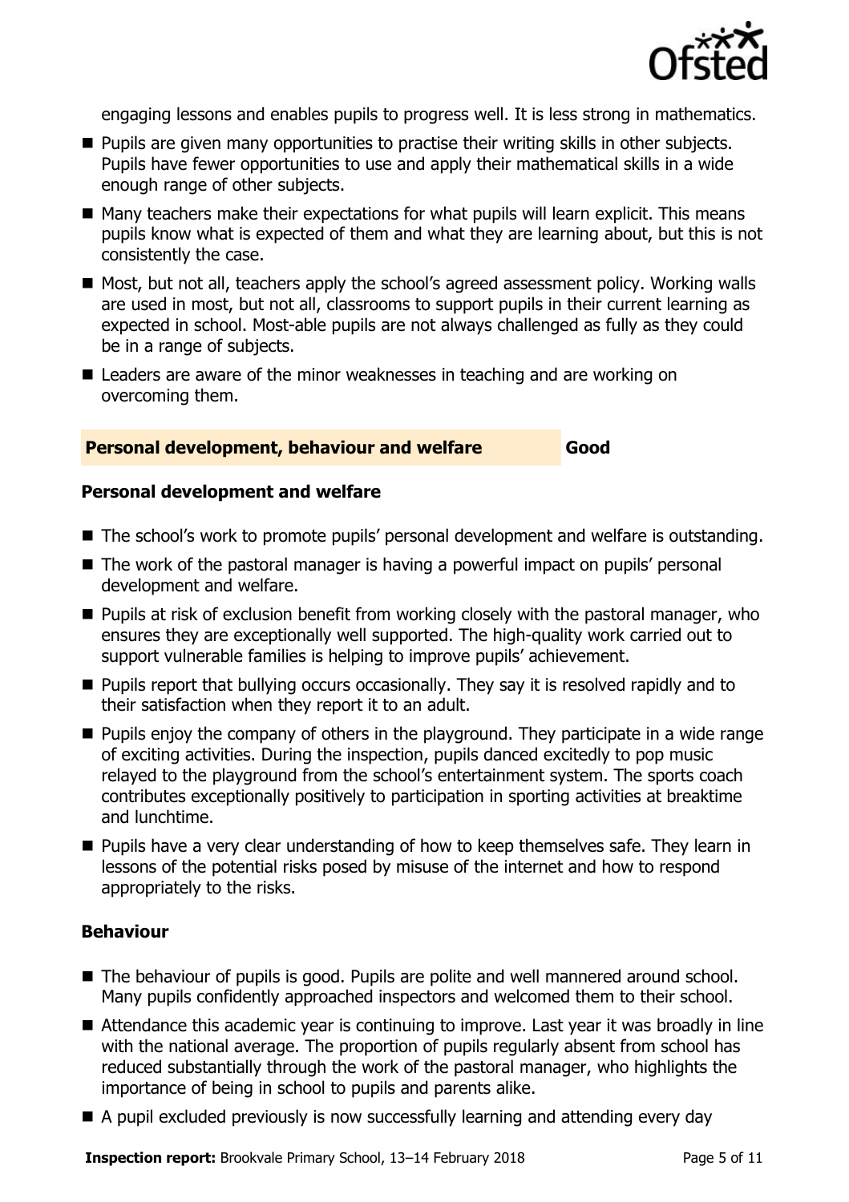engaging lessons and enables pupils to progress well. It is less strong in mathematics.

- Pupils are given many opportunities to practise their writing skills in other subjects. Pupils have fewer opportunities to use and apply their mathematical skills in a wide enough range of other subjects.
- Many teachers make their expectations for what pupils will learn explicit. This means pupils know what is expected of them and what they are learning about, but this is not consistently the case.
- Most, but not all, teachers apply the school's agreed assessment policy. Working walls are used in most, but not all, classrooms to support pupils in their current learning as expected in school. Most-able pupils are not always challenged as fully as they could be in a range of subjects.
- Leaders are aware of the minor weaknesses in teaching and are working on overcoming them.

## Personal development, behaviour and welfare — Good

### Personal development and welfare

- The school's work to promote pupils' personal development and welfare is outstanding.
- The work of the pastoral manager is having a powerful impact on pupils' personal development and welfare.
- Pupils at risk of exclusion benefit from working closely with the pastoral manager, who ensures they are exceptionally well supported. The high-quality work carried out to support vulnerable families is helping to improve pupils' achievement.
- Pupils report that bullying occurs occasionally. They say it is resolved rapidly and to their satisfaction when they report it to an adult.
- Pupils enjoy the company of others in the playground. They participate in a wide range of exciting activities. During the inspection, pupils danced excitedly to pop music relayed to the playground from the school's entertainment system. The sports coach contributes exceptionally positively to participation in sporting activities at breaktime and lunchtime.
- Pupils have a very clear understanding of how to keep themselves safe. They learn in lessons of the potential risks posed by misuse of the internet and how to respond appropriately to the risks.

### Behaviour

- The behaviour of pupils is good. Pupils are polite and well mannered around school. Many pupils confidently approached inspectors and welcomed them to their school.
- Attendance this academic year is continuing to improve. Last year it was broadly in line with the national average. The proportion of pupils regularly absent from school has reduced substantially through the work of the pastoral manager, who highlights the importance of being in school to pupils and parents alike.
- A pupil excluded previously is now successfully learning and attending every day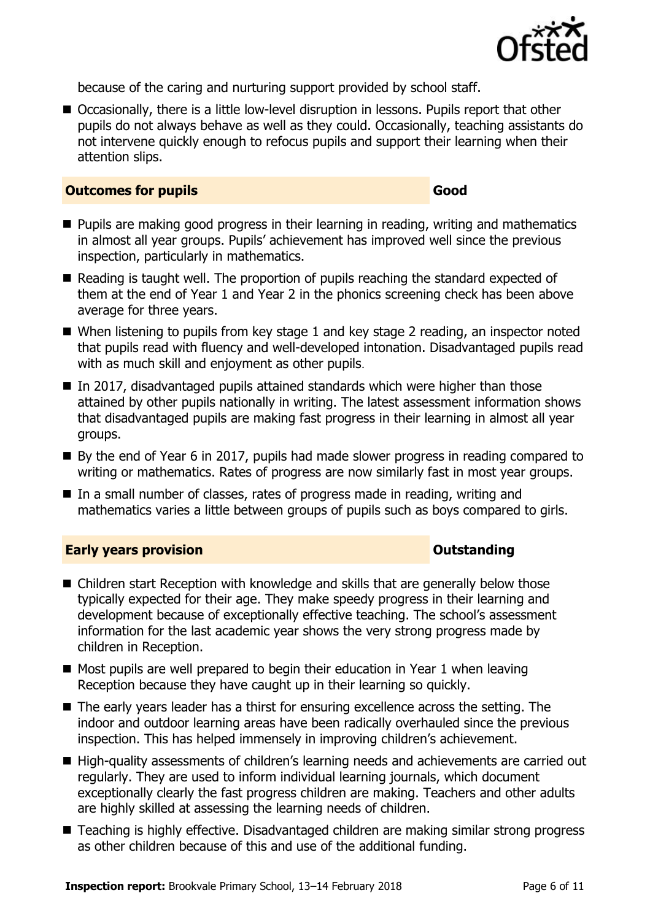because of the caring and nurturing support provided by school staff.

- Occasionally, there is a little low-level disruption in lessons. Pupils report that other pupils do not always behave as well as they could. Occasionally, teaching assistants do not intervene quickly enough to refocus pupils and support their learning when their attention slips.

| **Outcomes for pupils** | **Good** |
|---|---|

- Pupils are making good progress in their learning in reading, writing and mathematics in almost all year groups. Pupils' achievement has improved well since the previous inspection, particularly in mathematics.
- Reading is taught well. The proportion of pupils reaching the standard expected of them at the end of Year 1 and Year 2 in the phonics screening check has been above average for three years.
- When listening to pupils from key stage 1 and key stage 2 reading, an inspector noted that pupils read with fluency and well-developed intonation. Disadvantaged pupils read with as much skill and enjoyment as other pupils.
- In 2017, disadvantaged pupils attained standards which were higher than those attained by other pupils nationally in writing. The latest assessment information shows that disadvantaged pupils are making fast progress in their learning in almost all year groups.
- By the end of Year 6 in 2017, pupils had made slower progress in reading compared to writing or mathematics. Rates of progress are now similarly fast in most year groups.
- In a small number of classes, rates of progress made in reading, writing and mathematics varies a little between groups of pupils such as boys compared to girls.

| **Early years provision** | **Outstanding** |
|---|---|

- Children start Reception with knowledge and skills that are generally below those typically expected for their age. They make speedy progress in their learning and development because of exceptionally effective teaching. The school's assessment information for the last academic year shows the very strong progress made by children in Reception.
- Most pupils are well prepared to begin their education in Year 1 when leaving Reception because they have caught up in their learning so quickly.
- The early years leader has a thirst for ensuring excellence across the setting. The indoor and outdoor learning areas have been radically overhauled since the previous inspection. This has helped immensely in improving children's achievement.
- High-quality assessments of children's learning needs and achievements are carried out regularly. They are used to inform individual learning journals, which document exceptionally clearly the fast progress children are making. Teachers and other adults are highly skilled at assessing the learning needs of children.
- Teaching is highly effective. Disadvantaged children are making similar strong progress as other children because of this and use of the additional funding.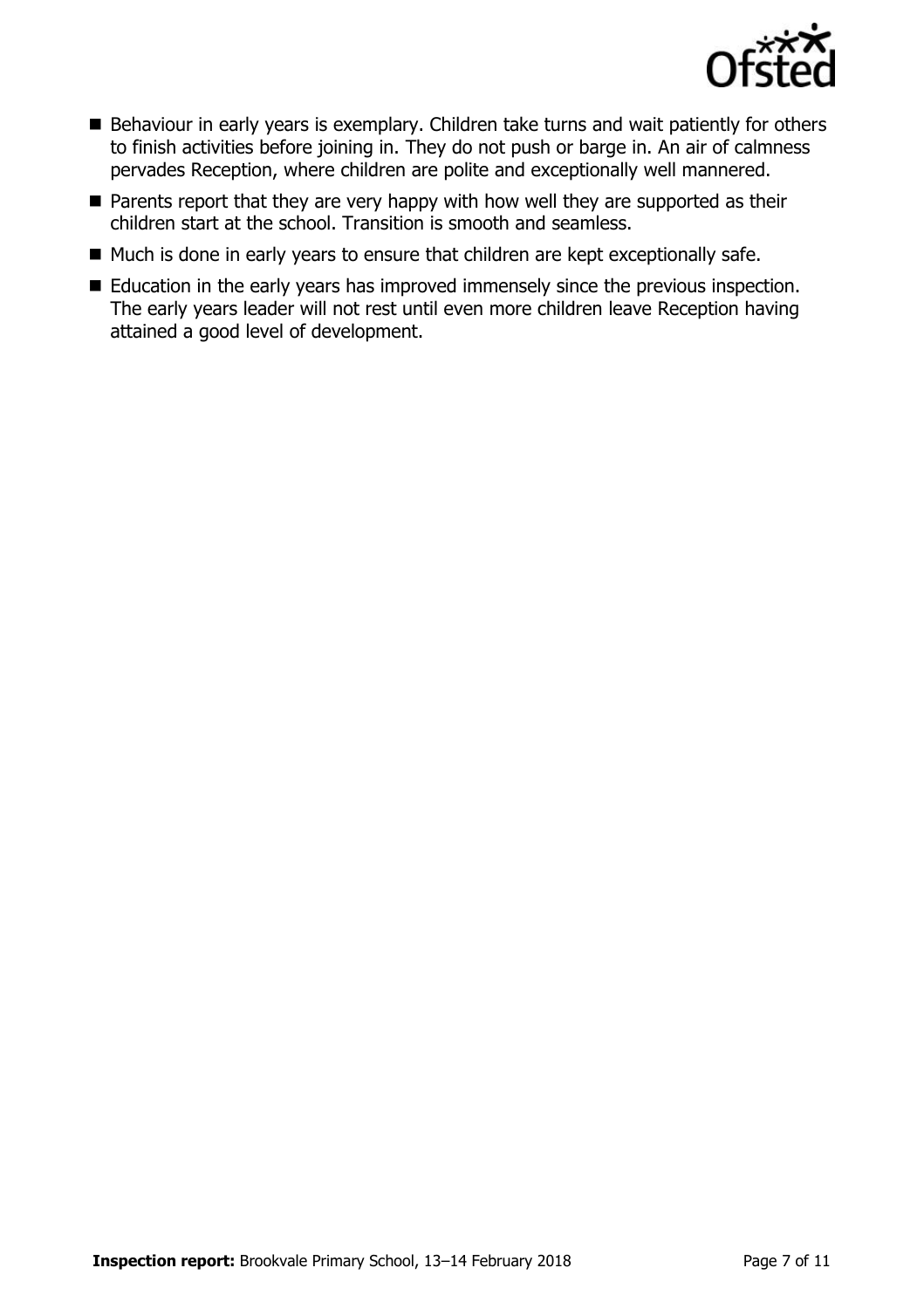- Behaviour in early years is exemplary. Children take turns and wait patiently for others to finish activities before joining in. They do not push or barge in. An air of calmness pervades Reception, where children are polite and exceptionally well mannered.
- Parents report that they are very happy with how well they are supported as their children start at the school. Transition is smooth and seamless.
- Much is done in early years to ensure that children are kept exceptionally safe.
- Education in the early years has improved immensely since the previous inspection. The early years leader will not rest until even more children leave Reception having attained a good level of development.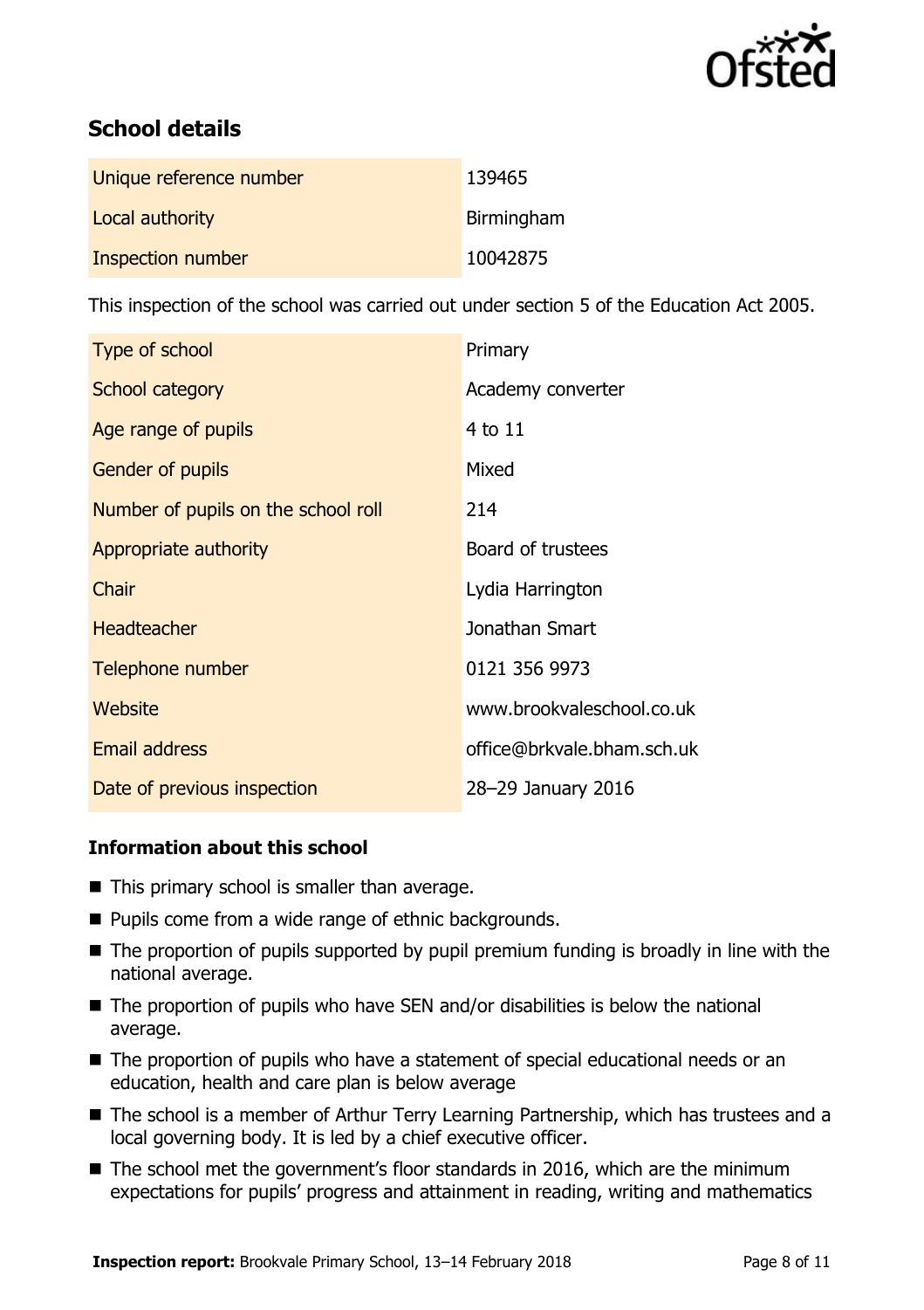## School details

| | |
|---|---|
| Unique reference number | 139465 |
| Local authority | Birmingham |
| Inspection number | 10042875 |

This inspection of the school was carried out under section 5 of the Education Act 2005.

| | |
|---|---|
| Type of school | Primary |
| School category | Academy converter |
| Age range of pupils | 4 to 11 |
| Gender of pupils | Mixed |
| Number of pupils on the school roll | 214 |
| Appropriate authority | Board of trustees |
| Chair | Lydia Harrington |
| Headteacher | Jonathan Smart |
| Telephone number | 0121 356 9973 |
| Website | www.brookvaleschool.co.uk |
| Email address | office@brkvale.bham.sch.uk |
| Date of previous inspection | 28–29 January 2016 |

### Information about this school

- This primary school is smaller than average.
- Pupils come from a wide range of ethnic backgrounds.
- The proportion of pupils supported by pupil premium funding is broadly in line with the national average.
- The proportion of pupils who have SEN and/or disabilities is below the national average.
- The proportion of pupils who have a statement of special educational needs or an education, health and care plan is below average
- The school is a member of Arthur Terry Learning Partnership, which has trustees and a local governing body. It is led by a chief executive officer.
- The school met the government's floor standards in 2016, which are the minimum expectations for pupils' progress and attainment in reading, writing and mathematics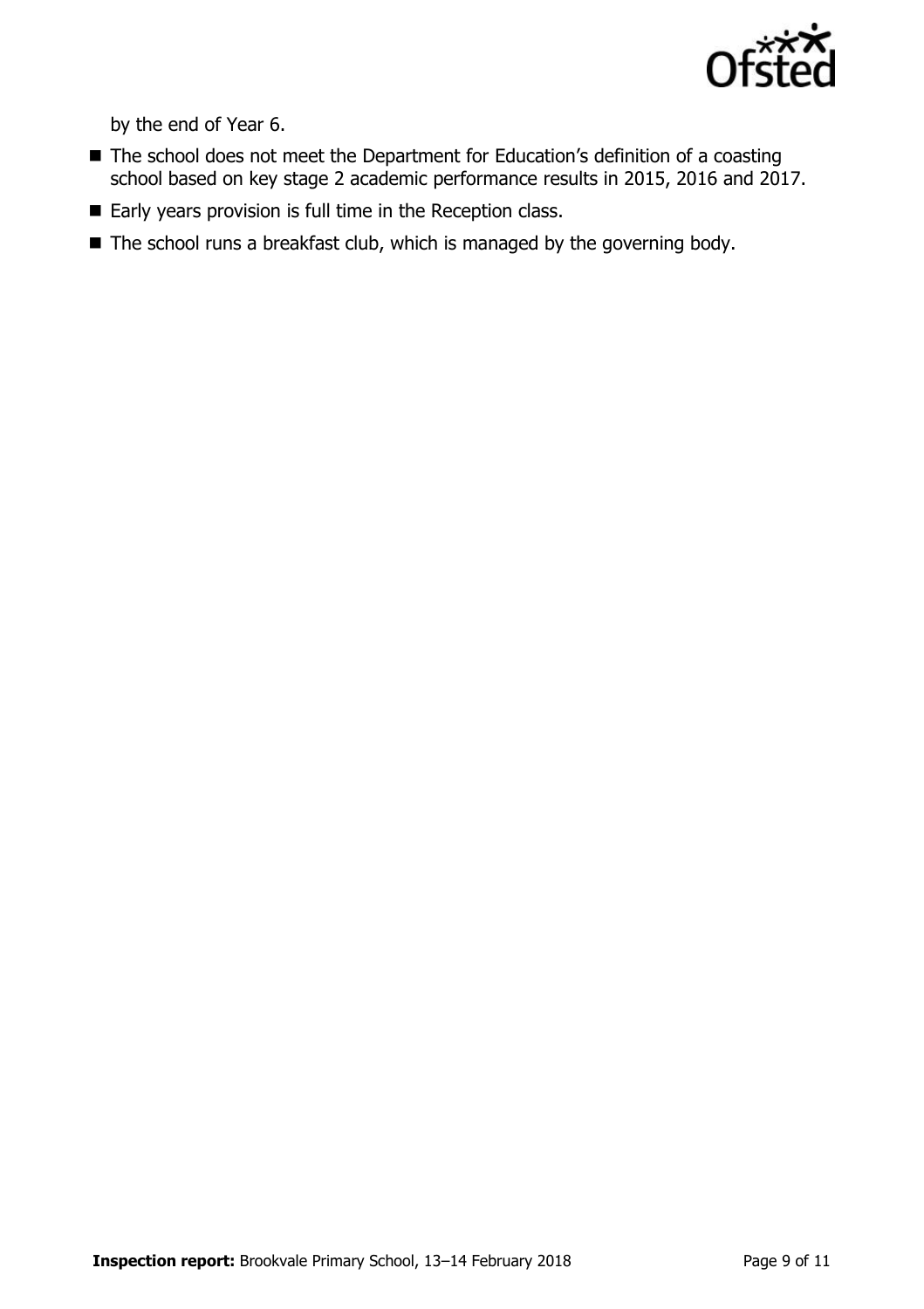by the end of Year 6.

- The school does not meet the Department for Education's definition of a coasting school based on key stage 2 academic performance results in 2015, 2016 and 2017.
- Early years provision is full time in the Reception class.
- The school runs a breakfast club, which is managed by the governing body.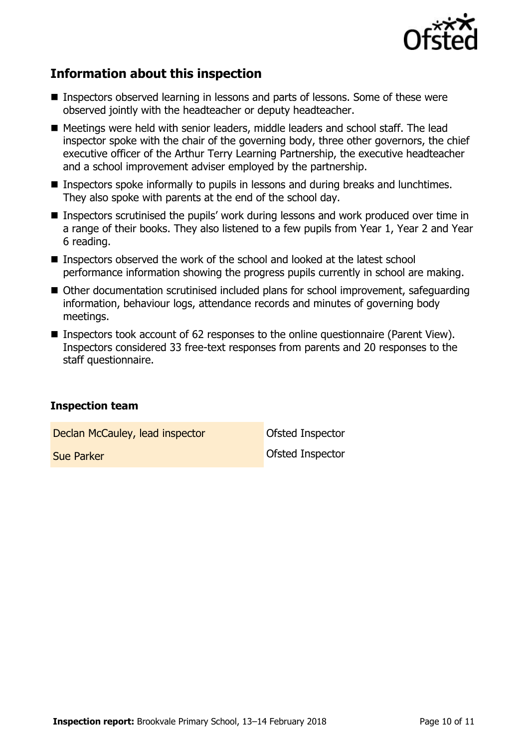## Information about this inspection

- Inspectors observed learning in lessons and parts of lessons. Some of these were observed jointly with the headteacher or deputy headteacher.
- Meetings were held with senior leaders, middle leaders and school staff. The lead inspector spoke with the chair of the governing body, three other governors, the chief executive officer of the Arthur Terry Learning Partnership, the executive headteacher and a school improvement adviser employed by the partnership.
- Inspectors spoke informally to pupils in lessons and during breaks and lunchtimes. They also spoke with parents at the end of the school day.
- Inspectors scrutinised the pupils' work during lessons and work produced over time in a range of their books. They also listened to a few pupils from Year 1, Year 2 and Year 6 reading.
- Inspectors observed the work of the school and looked at the latest school performance information showing the progress pupils currently in school are making.
- Other documentation scrutinised included plans for school improvement, safeguarding information, behaviour logs, attendance records and minutes of governing body meetings.
- Inspectors took account of 62 responses to the online questionnaire (Parent View). Inspectors considered 33 free-text responses from parents and 20 responses to the staff questionnaire.

### Inspection team

| | |
|---|---|
| Declan McCauley, lead inspector | Ofsted Inspector |
| Sue Parker | Ofsted Inspector |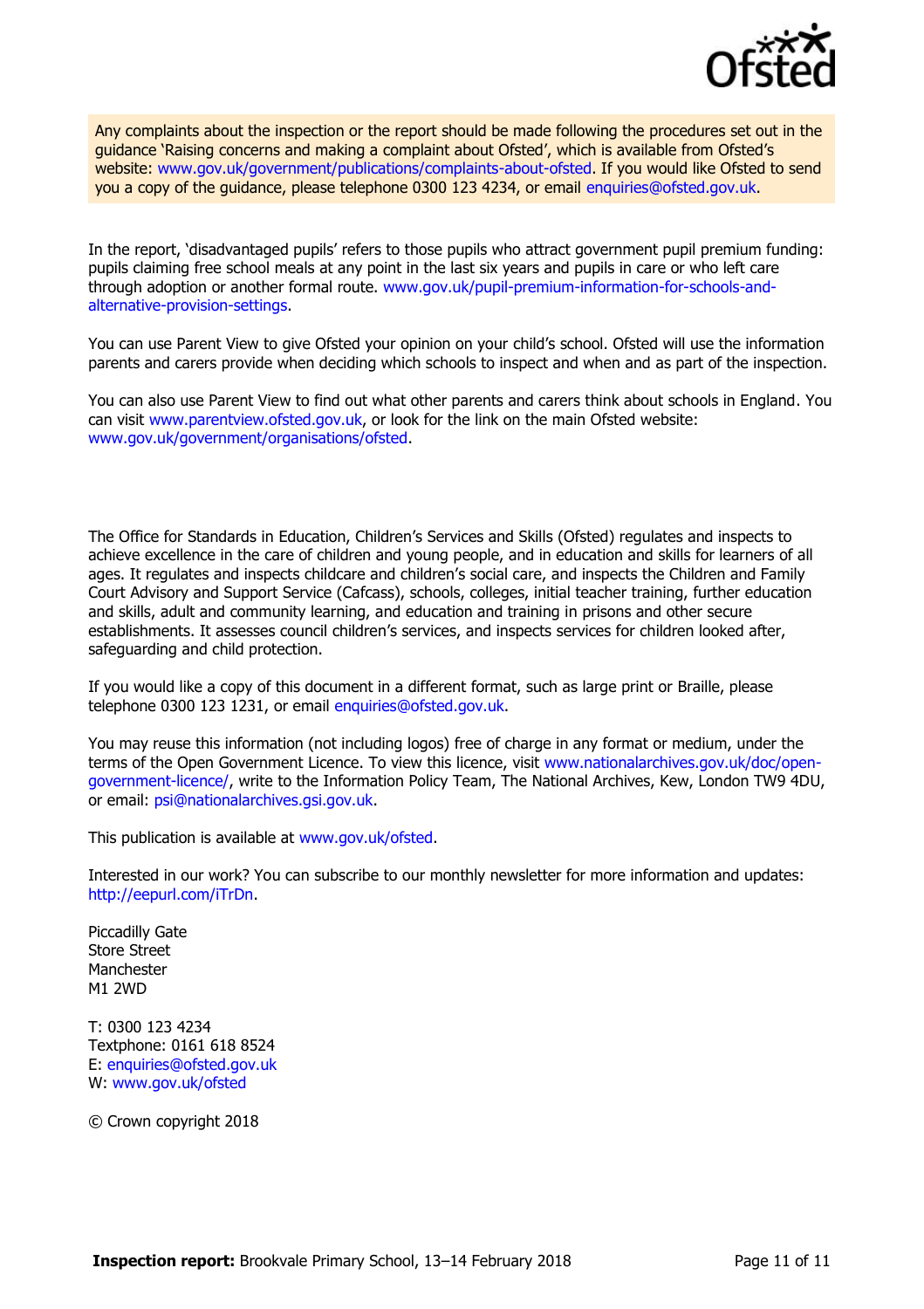Any complaints about the inspection or the report should be made following the procedures set out in the guidance 'Raising concerns and making a complaint about Ofsted', which is available from Ofsted's website: www.gov.uk/government/publications/complaints-about-ofsted. If you would like Ofsted to send you a copy of the guidance, please telephone 0300 123 4234, or email enquiries@ofsted.gov.uk.

In the report, 'disadvantaged pupils' refers to those pupils who attract government pupil premium funding: pupils claiming free school meals at any point in the last six years and pupils in care or who left care through adoption or another formal route. www.gov.uk/pupil-premium-information-for-schools-and-alternative-provision-settings.

You can use Parent View to give Ofsted your opinion on your child's school. Ofsted will use the information parents and carers provide when deciding which schools to inspect and when and as part of the inspection.

You can also use Parent View to find out what other parents and carers think about schools in England. You can visit www.parentview.ofsted.gov.uk, or look for the link on the main Ofsted website: www.gov.uk/government/organisations/ofsted.

The Office for Standards in Education, Children's Services and Skills (Ofsted) regulates and inspects to achieve excellence in the care of children and young people, and in education and skills for learners of all ages. It regulates and inspects childcare and children's social care, and inspects the Children and Family Court Advisory and Support Service (Cafcass), schools, colleges, initial teacher training, further education and skills, adult and community learning, and education and training in prisons and other secure establishments. It assesses council children's services, and inspects services for children looked after, safeguarding and child protection.

If you would like a copy of this document in a different format, such as large print or Braille, please telephone 0300 123 1231, or email enquiries@ofsted.gov.uk.

You may reuse this information (not including logos) free of charge in any format or medium, under the terms of the Open Government Licence. To view this licence, visit www.nationalarchives.gov.uk/doc/open-government-licence/, write to the Information Policy Team, The National Archives, Kew, London TW9 4DU, or email: psi@nationalarchives.gsi.gov.uk.

This publication is available at www.gov.uk/ofsted.

Interested in our work? You can subscribe to our monthly newsletter for more information and updates: http://eepurl.com/iTrDn.

Piccadilly Gate
Store Street
Manchester
M1 2WD

T: 0300 123 4234
Textphone: 0161 618 8524
E: enquiries@ofsted.gov.uk
W: www.gov.uk/ofsted

© Crown copyright 2018